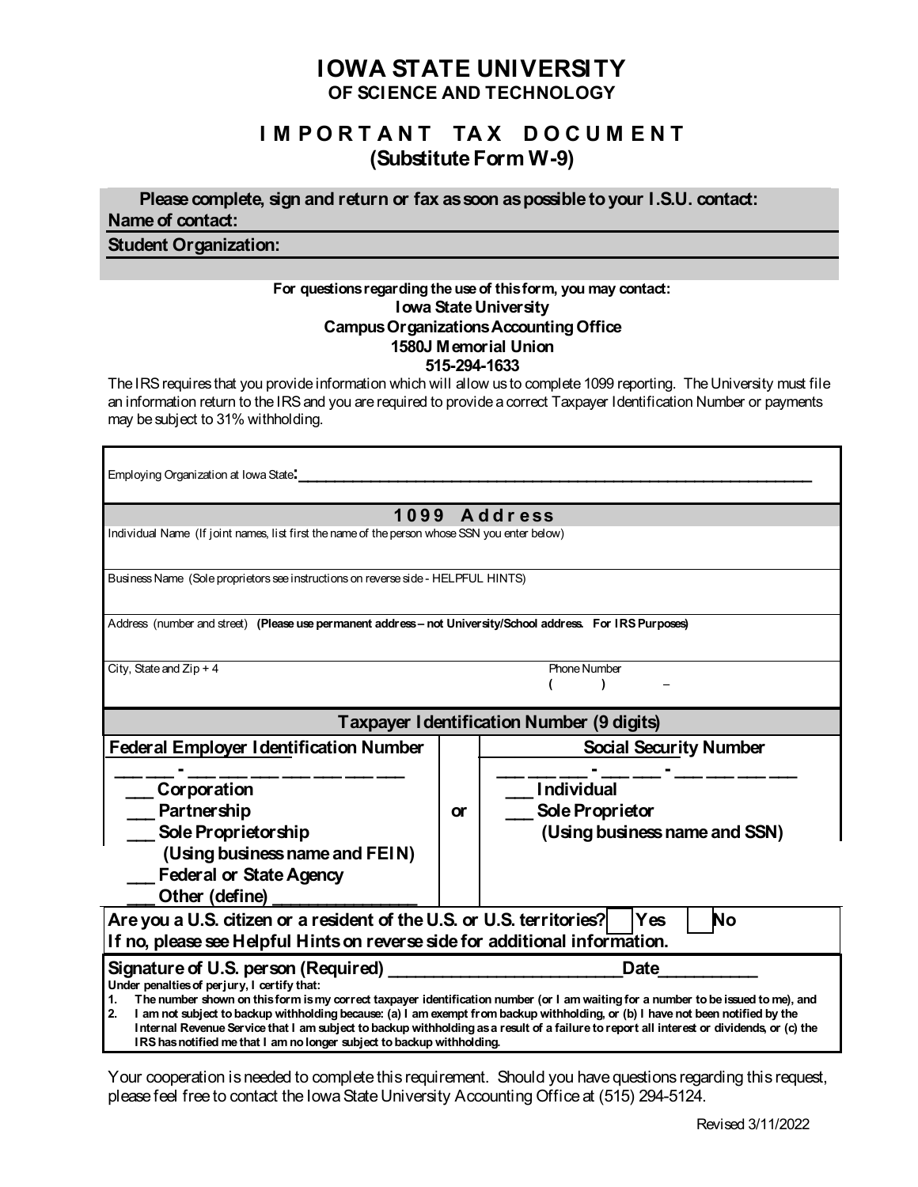# IOWA STATE UNIVERSITY
## OF SCIENCE AND TECHNOLOGY

## IMPORTANT TAX DOCUMENT
## (Substitute Form W-9)

**Please complete, sign and return or fax as soon as possible to your I.S.U. contact:**

**Name of contact:**

**Student Organization:**

**For questions regarding the use of this form, you may contact:**
**Iowa State University**
**Campus Organizations Accounting Office**
**1580J Memorial Union**
**515-294-1633**

The IRS requires that you provide information which will allow us to complete 1099 reporting. The University must file an information return to the IRS and you are required to provide a correct Taxpayer Identification Number or payments may be subject to 31% withholding.

Employing Organization at Iowa State: ______________________________________________

**1099 Address**

Individual Name (If joint names, list first the name of the person whose SSN you enter below)

Business Name (Sole proprietors see instructions on reverse side - HELPFUL HINTS)

Address (number and street) **(Please use permanent address – not University/School address. For IRS Purposes)**

City, State and Zip + 4

Phone Number
( ) –

**Taxpayer Identification Number (9 digits)**

| **Federal Employer Identification Number** | | **Social Security Number** |
|---|---|---|
| ___ ___ - ___ ___ ___ ___ ___ ___ ___ | | ___ ___ ___ - ___ ___ - ___ ___ ___ ___ |
| ___ **Corporation** | | ___ **Individual** |
| ___ **Partnership** | **or** | ___ **Sole Proprietor** |
| ___ **Sole Proprietorship** | | **(Using business name and SSN)** |
| **(Using business name and FEIN)** | | |
| ___ **Federal or State Agency** | | |
| ___ **Other (define)** ______________ | | |

**Are you a U.S. citizen or a resident of the U.S. or U.S. territories?** ☐ **Yes** ☐ **No**
**If no, please see Helpful Hints on reverse side for additional information.**

**Signature of U.S. person (Required)** ________________________ **Date**__________

**Under penalties of perjury, I certify that:**

1. **The number shown on this form is my correct taxpayer identification number (or I am waiting for a number to be issued to me), and**
2. **I am not subject to backup withholding because: (a) I am exempt from backup withholding, or (b) I have not been notified by the Internal Revenue Service that I am subject to backup withholding as a result of a failure to report all interest or dividends, or (c) the IRS has notified me that I am no longer subject to backup withholding.**

Your cooperation is needed to complete this requirement. Should you have questions regarding this request, please feel free to contact the Iowa State University Accounting Office at (515) 294-5124.

Revised 3/11/2022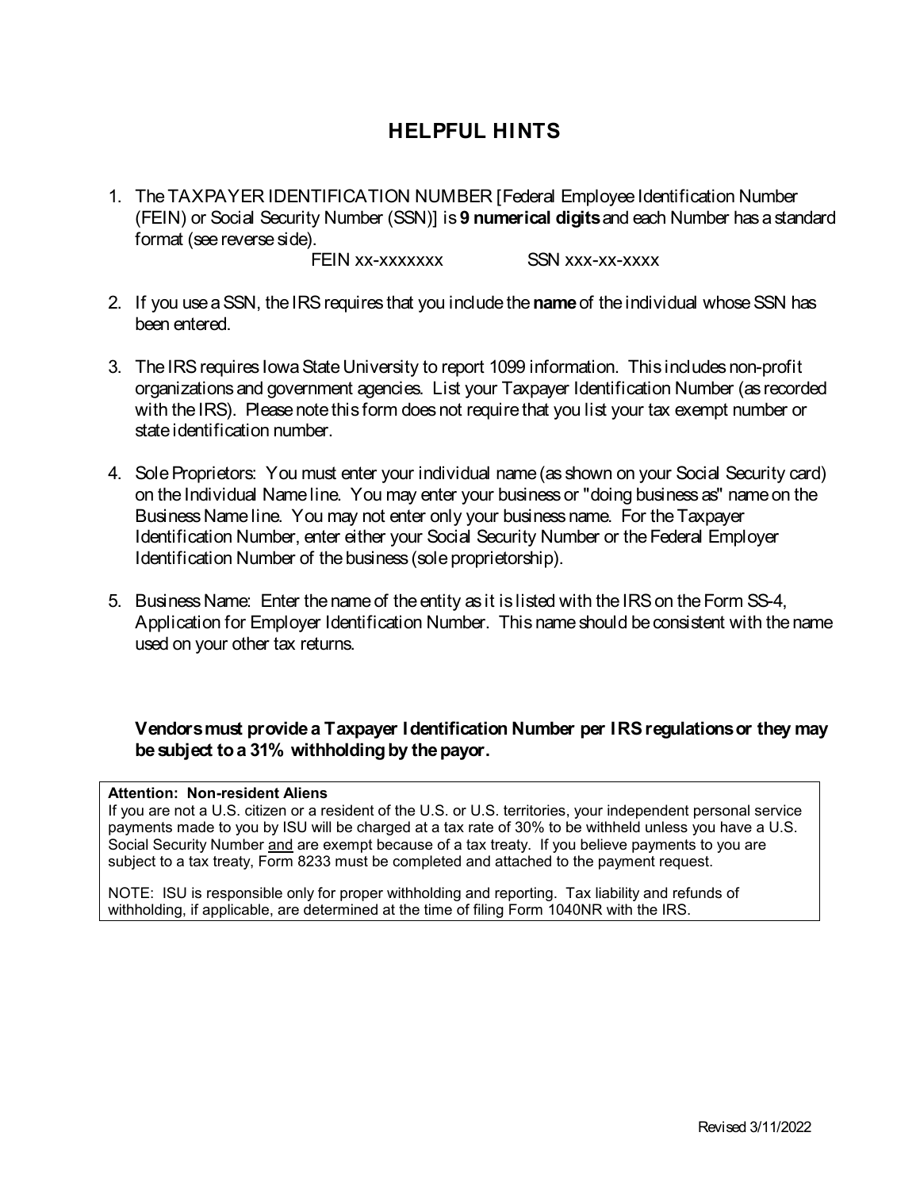## HELPFUL HINTS

1. The TAXPAYER IDENTIFICATION NUMBER [Federal Employee Identification Number (FEIN) or Social Security Number (SSN)] is **9 numerical digits** and each Number has a standard format (see reverse side).

   FEIN xx-xxxxxxx SSN xxx-xx-xxxx

2. If you use a SSN, the IRS requires that you include the **name** of the individual whose SSN has been entered.

3. The IRS requires Iowa State University to report 1099 information. This includes non-profit organizations and government agencies. List your Taxpayer Identification Number (as recorded with the IRS). Please note this form does not require that you list your tax exempt number or state identification number.

4. Sole Proprietors: You must enter your individual name (as shown on your Social Security card) on the Individual Name line. You may enter your business or "doing business as" name on the Business Name line. You may not enter only your business name. For the Taxpayer Identification Number, enter either your Social Security Number or the Federal Employer Identification Number of the business (sole proprietorship).

5. Business Name: Enter the name of the entity as it is listed with the IRS on the Form SS-4, Application for Employer Identification Number. This name should be consistent with the name used on your other tax returns.

**Vendors must provide a Taxpayer Identification Number per IRS regulations or they may be subject to a 31% withholding by the payor.**

**Attention: Non-resident Aliens**
If you are not a U.S. citizen or a resident of the U.S. or U.S. territories, your independent personal service payments made to you by ISU will be charged at a tax rate of 30% to be withheld unless you have a U.S. Social Security Number and are exempt because of a tax treaty. If you believe payments to you are subject to a tax treaty, Form 8233 must be completed and attached to the payment request.

NOTE: ISU is responsible only for proper withholding and reporting. Tax liability and refunds of withholding, if applicable, are determined at the time of filing Form 1040NR with the IRS.

Revised 3/11/2022